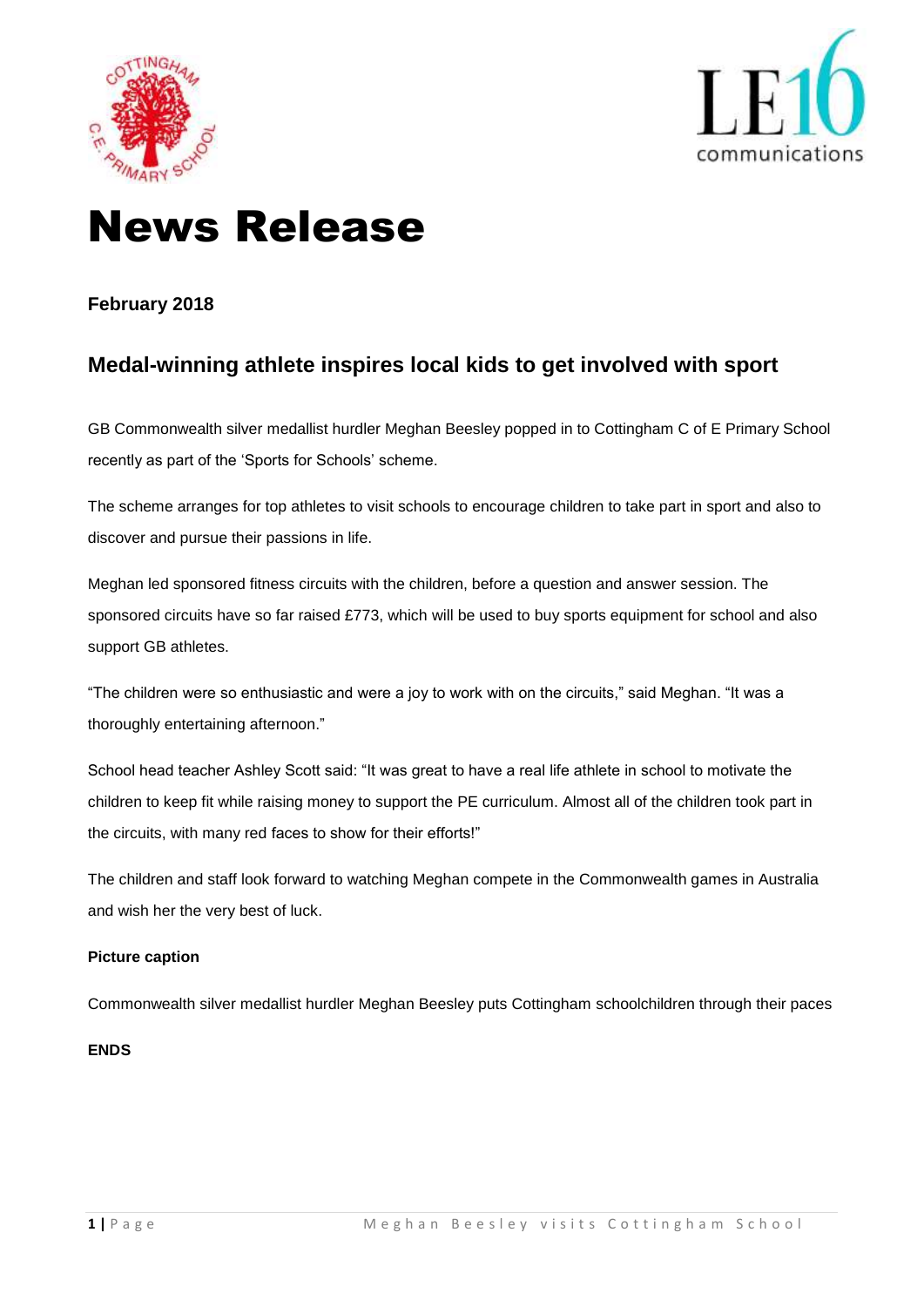# News Release

**February 2018**

## Medal-winning athlete inspires local kids to get involved with sport

GB Commonwealth silver medallist hurdler Meghan Beesley popped in to Cottingham C of E Primary School recently as part of the 'Sports for Schools' scheme.

The scheme arranges for top athletes to visit schools to encourage children to take part in sport and also to discover and pursue their passions in life.

Meghan led sponsored fitness circuits with the children, before a question and answer session. The sponsored circuits have so far raised £773, which will be used to buy sports equipment for school and also support GB athletes.

"The children were so enthusiastic and were a joy to work with on the circuits," said Meghan. "It was a thoroughly entertaining afternoon."

School head teacher Ashley Scott said: "It was great to have a real life athlete in school to motivate the children to keep fit while raising money to support the PE curriculum. Almost all of the children took part in the circuits, with many red faces to show for their efforts!"

The children and staff look forward to watching Meghan compete in the Commonwealth games in Australia and wish her the very best of luck.

**Picture caption**

Commonwealth silver medallist hurdler Meghan Beesley puts Cottingham schoolchildren through their paces

**ENDS**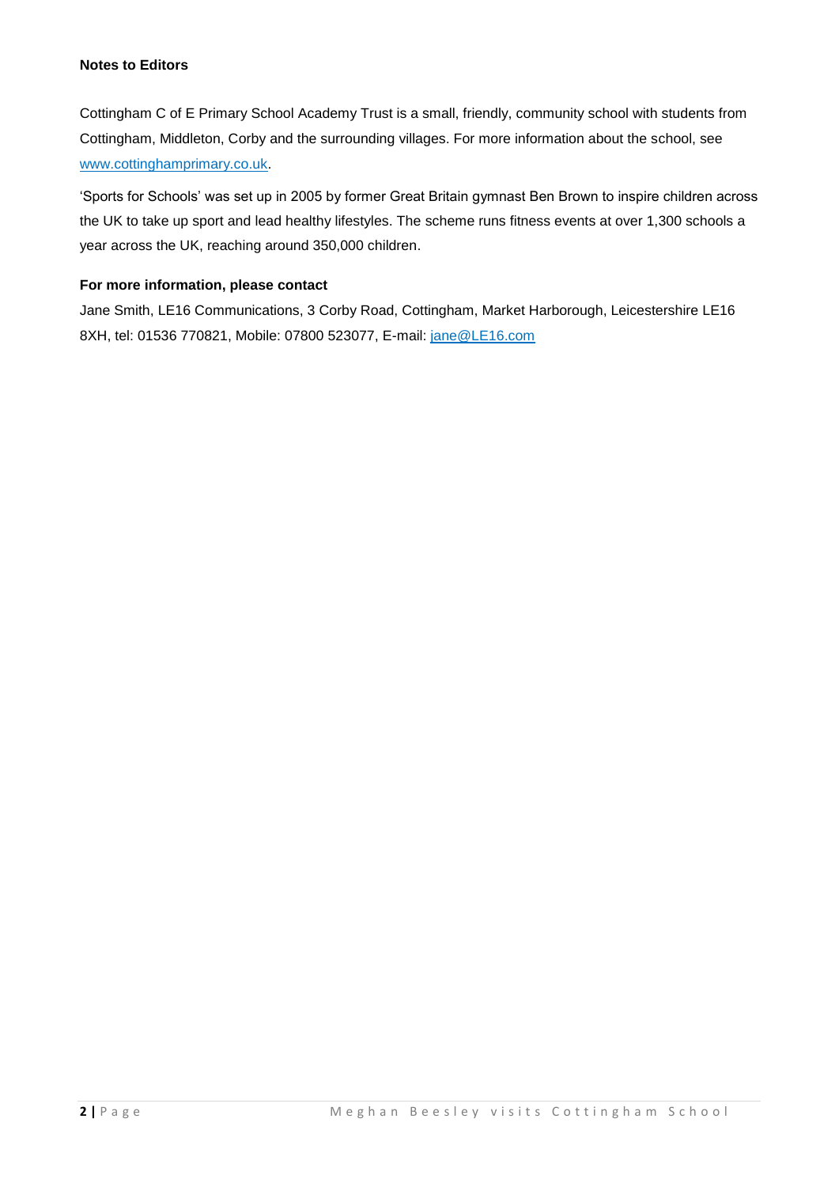**Notes to Editors**

Cottingham C of E Primary School Academy Trust is a small, friendly, community school with students from Cottingham, Middleton, Corby and the surrounding villages. For more information about the school, see www.cottinghamprimary.co.uk.

'Sports for Schools' was set up in 2005 by former Great Britain gymnast Ben Brown to inspire children across the UK to take up sport and lead healthy lifestyles. The scheme runs fitness events at over 1,300 schools a year across the UK, reaching around 350,000 children.

**For more information, please contact**

Jane Smith, LE16 Communications, 3 Corby Road, Cottingham, Market Harborough, Leicestershire LE16 8XH, tel: 01536 770821, Mobile: 07800 523077, E-mail: jane@LE16.com